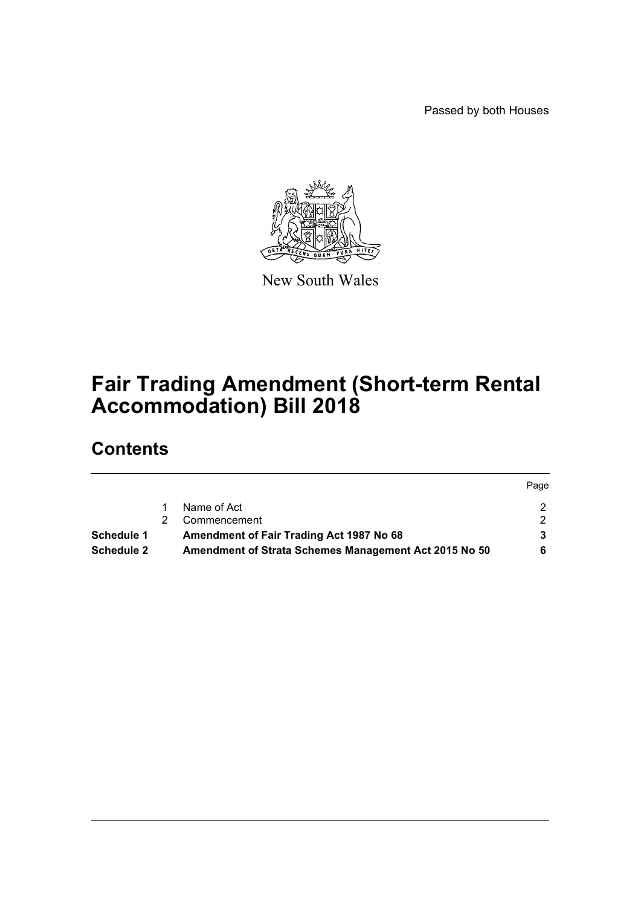Passed by both Houses

New South Wales

# Fair Trading Amendment (Short-term Rental Accommodation) Bill 2018

## Contents

| | | | Page |
|---|---|---|---|
| | 1 | Name of Act | 2 |
| | 2 | Commencement | 2 |
| **Schedule 1** | | **Amendment of Fair Trading Act 1987 No 68** | **3** |
| **Schedule 2** | | **Amendment of Strata Schemes Management Act 2015 No 50** | **6** |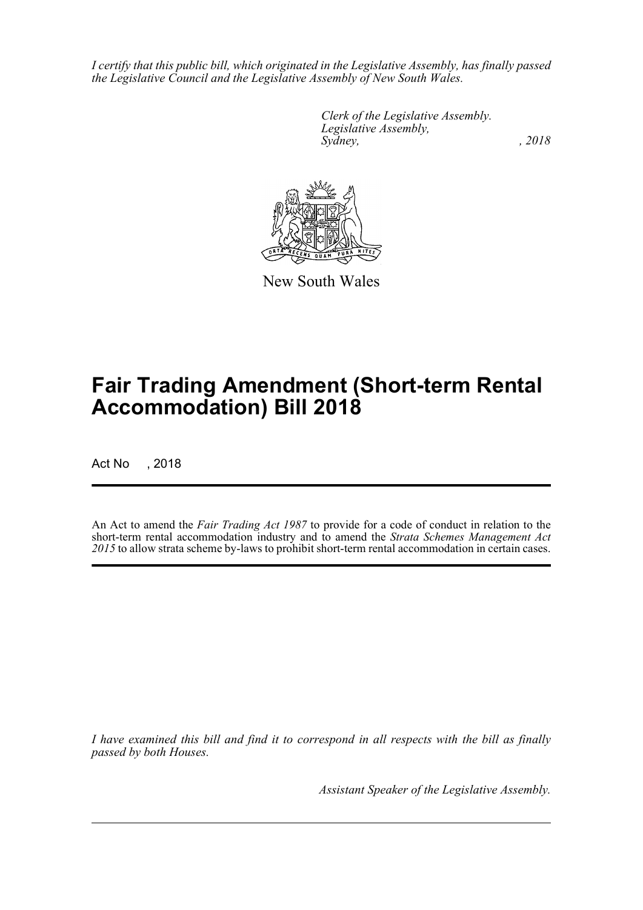*I certify that this public bill, which originated in the Legislative Assembly, has finally passed the Legislative Council and the Legislative Assembly of New South Wales.*

*Clerk of the Legislative Assembly.*
*Legislative Assembly,*
*Sydney, , 2018*

New South Wales

# Fair Trading Amendment (Short-term Rental Accommodation) Bill 2018

Act No , 2018

An Act to amend the *Fair Trading Act 1987* to provide for a code of conduct in relation to the short-term rental accommodation industry and to amend the *Strata Schemes Management Act 2015* to allow strata scheme by-laws to prohibit short-term rental accommodation in certain cases.

*I have examined this bill and find it to correspond in all respects with the bill as finally passed by both Houses.*

*Assistant Speaker of the Legislative Assembly.*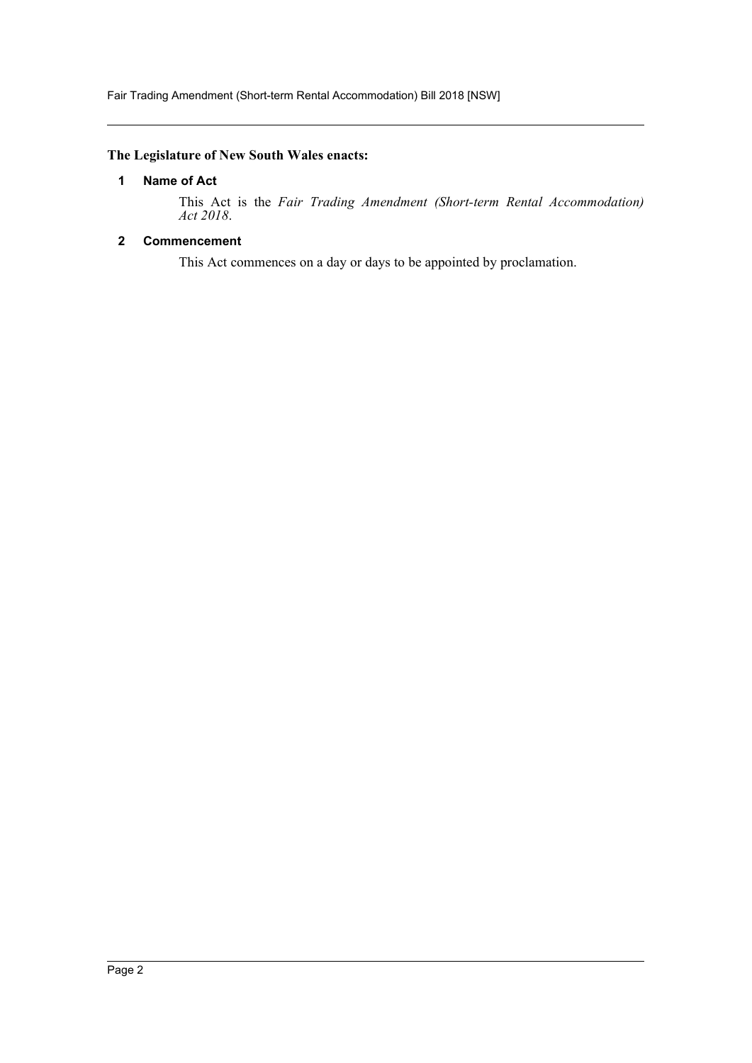**The Legislature of New South Wales enacts:**

## 1 Name of Act

This Act is the *Fair Trading Amendment (Short-term Rental Accommodation) Act 2018*.

## 2 Commencement

This Act commences on a day or days to be appointed by proclamation.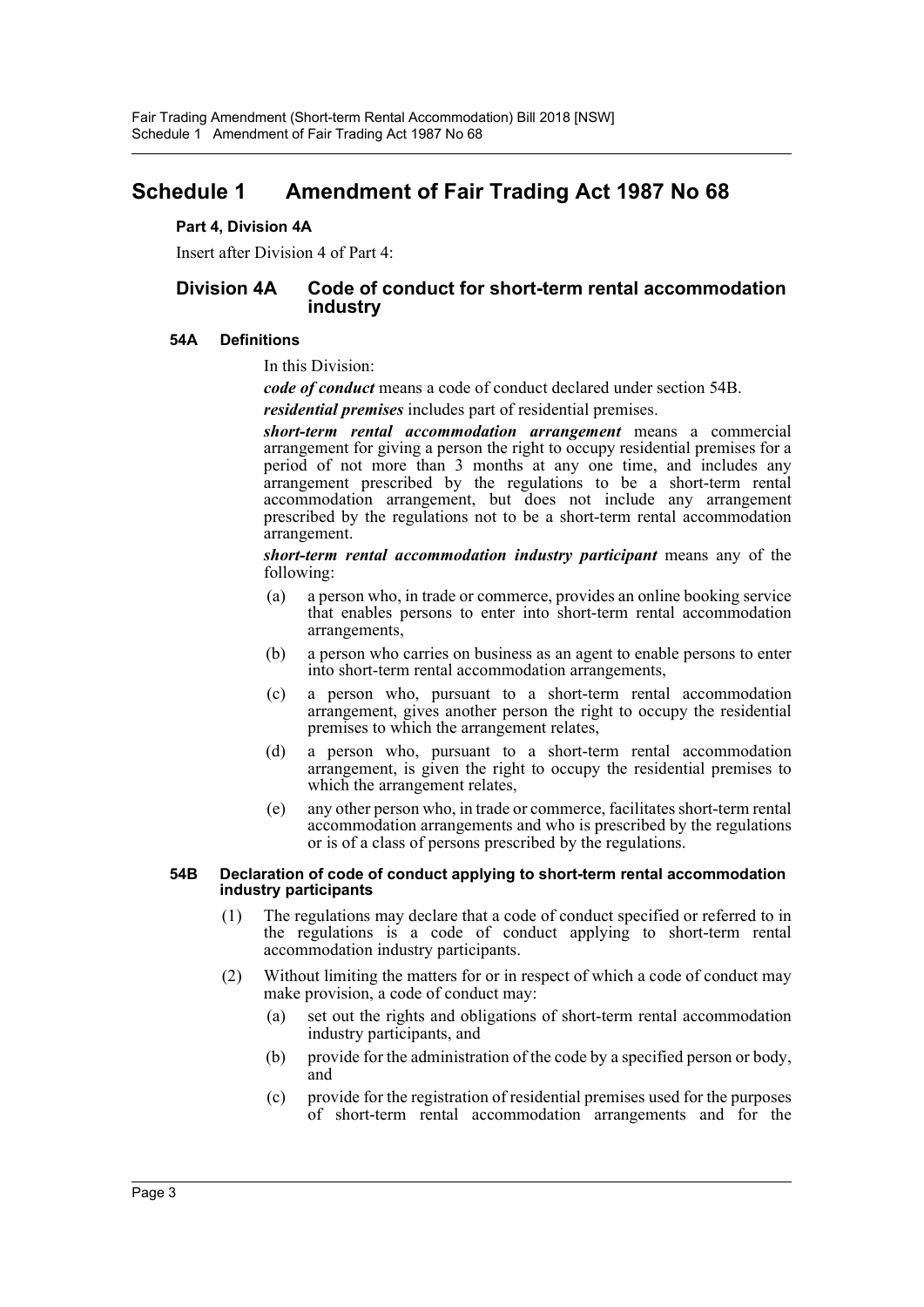# Schedule 1 Amendment of Fair Trading Act 1987 No 68

**Part 4, Division 4A**

Insert after Division 4 of Part 4:

## Division 4A Code of conduct for short-term rental accommodation industry

### 54A Definitions

In this Division:

***code of conduct*** means a code of conduct declared under section 54B.

***residential premises*** includes part of residential premises.

***short-term rental accommodation arrangement*** means a commercial arrangement for giving a person the right to occupy residential premises for a period of not more than 3 months at any one time, and includes any arrangement prescribed by the regulations to be a short-term rental accommodation arrangement, but does not include any arrangement prescribed by the regulations not to be a short-term rental accommodation arrangement.

***short-term rental accommodation industry participant*** means any of the following:

(a) a person who, in trade or commerce, provides an online booking service that enables persons to enter into short-term rental accommodation arrangements,

(b) a person who carries on business as an agent to enable persons to enter into short-term rental accommodation arrangements,

(c) a person who, pursuant to a short-term rental accommodation arrangement, gives another person the right to occupy the residential premises to which the arrangement relates,

(d) a person who, pursuant to a short-term rental accommodation arrangement, is given the right to occupy the residential premises to which the arrangement relates,

(e) any other person who, in trade or commerce, facilitates short-term rental accommodation arrangements and who is prescribed by the regulations or is of a class of persons prescribed by the regulations.

### 54B Declaration of code of conduct applying to short-term rental accommodation industry participants

(1) The regulations may declare that a code of conduct specified or referred to in the regulations is a code of conduct applying to short-term rental accommodation industry participants.

(2) Without limiting the matters for or in respect of which a code of conduct may make provision, a code of conduct may:

(a) set out the rights and obligations of short-term rental accommodation industry participants, and

(b) provide for the administration of the code by a specified person or body, and

(c) provide for the registration of residential premises used for the purposes of short-term rental accommodation arrangements and for the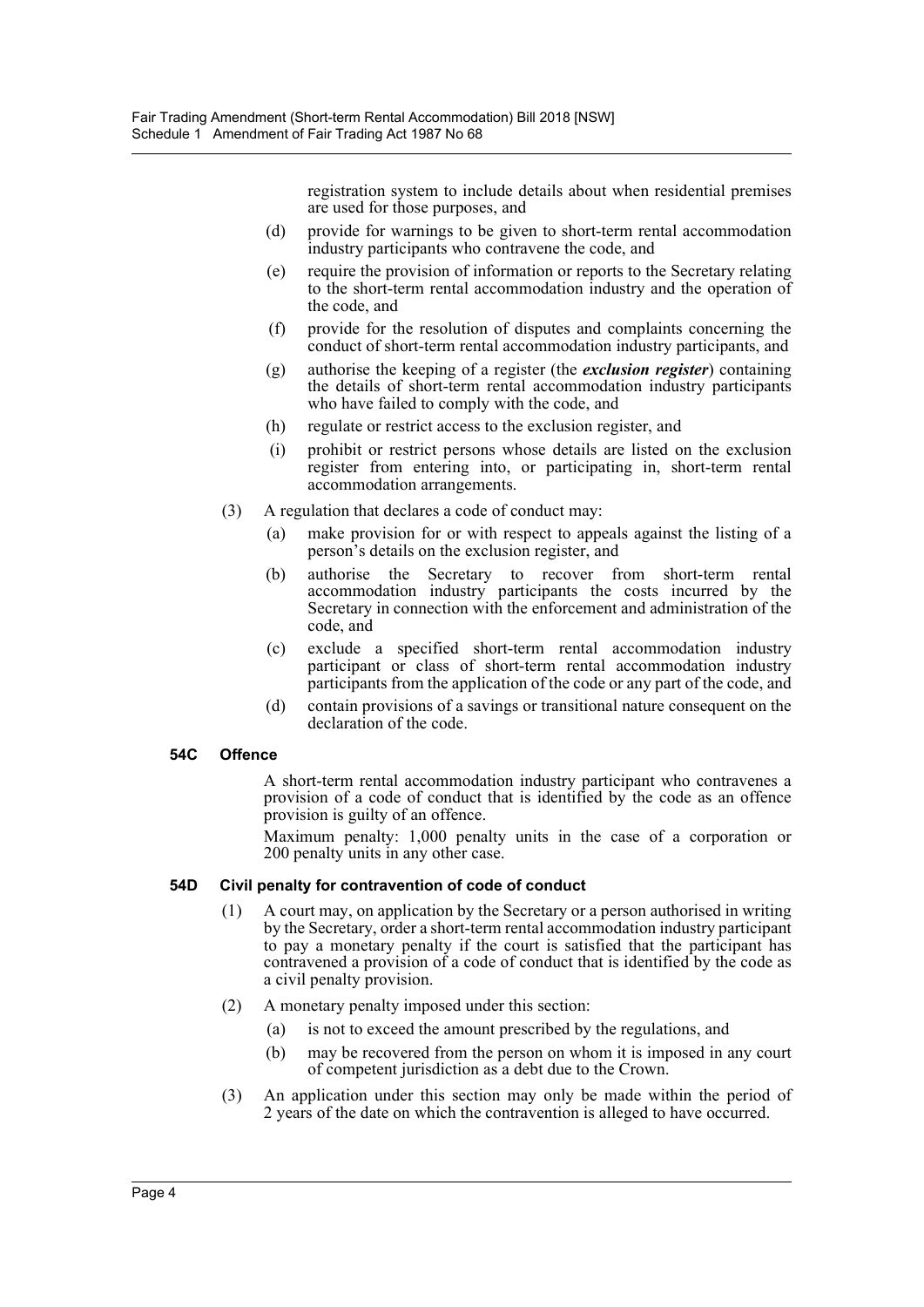registration system to include details about when residential premises are used for those purposes, and

(d) provide for warnings to be given to short-term rental accommodation industry participants who contravene the code, and

(e) require the provision of information or reports to the Secretary relating to the short-term rental accommodation industry and the operation of the code, and

(f) provide for the resolution of disputes and complaints concerning the conduct of short-term rental accommodation industry participants, and

(g) authorise the keeping of a register (the ***exclusion register***) containing the details of short-term rental accommodation industry participants who have failed to comply with the code, and

(h) regulate or restrict access to the exclusion register, and

(i) prohibit or restrict persons whose details are listed on the exclusion register from entering into, or participating in, short-term rental accommodation arrangements.

(3) A regulation that declares a code of conduct may:

(a) make provision for or with respect to appeals against the listing of a person's details on the exclusion register, and

(b) authorise the Secretary to recover from short-term rental accommodation industry participants the costs incurred by the Secretary in connection with the enforcement and administration of the code, and

(c) exclude a specified short-term rental accommodation industry participant or class of short-term rental accommodation industry participants from the application of the code or any part of the code, and

(d) contain provisions of a savings or transitional nature consequent on the declaration of the code.

**54C Offence**

A short-term rental accommodation industry participant who contravenes a provision of a code of conduct that is identified by the code as an offence provision is guilty of an offence.

Maximum penalty: 1,000 penalty units in the case of a corporation or 200 penalty units in any other case.

**54D Civil penalty for contravention of code of conduct**

(1) A court may, on application by the Secretary or a person authorised in writing by the Secretary, order a short-term rental accommodation industry participant to pay a monetary penalty if the court is satisfied that the participant has contravened a provision of a code of conduct that is identified by the code as a civil penalty provision.

(2) A monetary penalty imposed under this section:

(a) is not to exceed the amount prescribed by the regulations, and

(b) may be recovered from the person on whom it is imposed in any court of competent jurisdiction as a debt due to the Crown.

(3) An application under this section may only be made within the period of 2 years of the date on which the contravention is alleged to have occurred.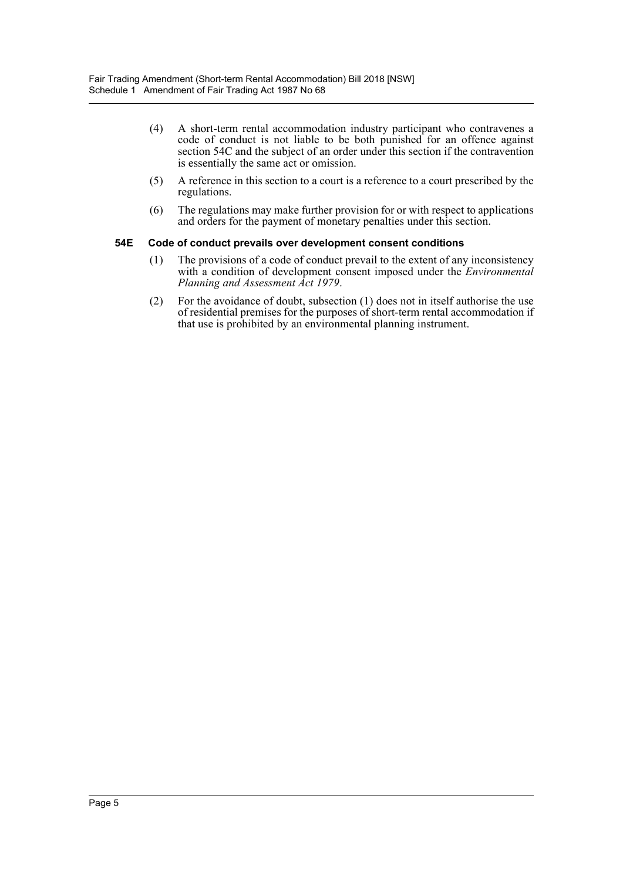(4) A short-term rental accommodation industry participant who contravenes a code of conduct is not liable to be both punished for an offence against section 54C and the subject of an order under this section if the contravention is essentially the same act or omission.

(5) A reference in this section to a court is a reference to a court prescribed by the regulations.

(6) The regulations may make further provision for or with respect to applications and orders for the payment of monetary penalties under this section.

### 54E Code of conduct prevails over development consent conditions

(1) The provisions of a code of conduct prevail to the extent of any inconsistency with a condition of development consent imposed under the *Environmental Planning and Assessment Act 1979*.

(2) For the avoidance of doubt, subsection (1) does not in itself authorise the use of residential premises for the purposes of short-term rental accommodation if that use is prohibited by an environmental planning instrument.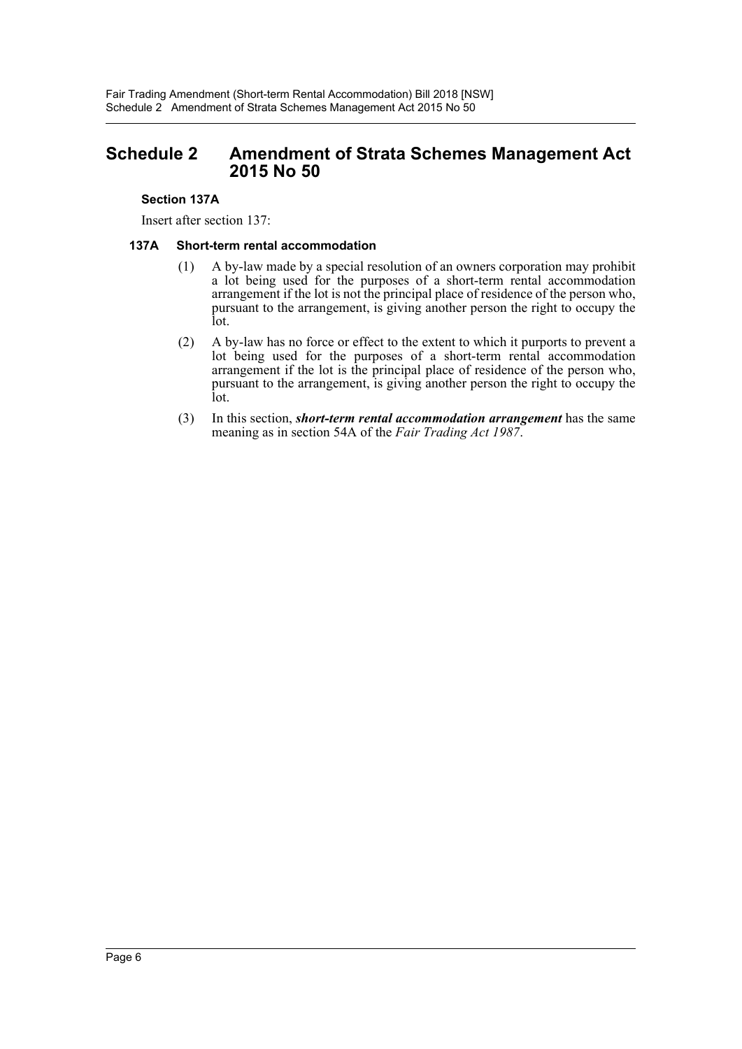# Schedule 2 Amendment of Strata Schemes Management Act 2015 No 50

### Section 137A

Insert after section 137:

#### 137A Short-term rental accommodation

(1) A by-law made by a special resolution of an owners corporation may prohibit a lot being used for the purposes of a short-term rental accommodation arrangement if the lot is not the principal place of residence of the person who, pursuant to the arrangement, is giving another person the right to occupy the lot.

(2) A by-law has no force or effect to the extent to which it purports to prevent a lot being used for the purposes of a short-term rental accommodation arrangement if the lot is the principal place of residence of the person who, pursuant to the arrangement, is giving another person the right to occupy the lot.

(3) In this section, ***short-term rental accommodation arrangement*** has the same meaning as in section 54A of the *Fair Trading Act 1987*.